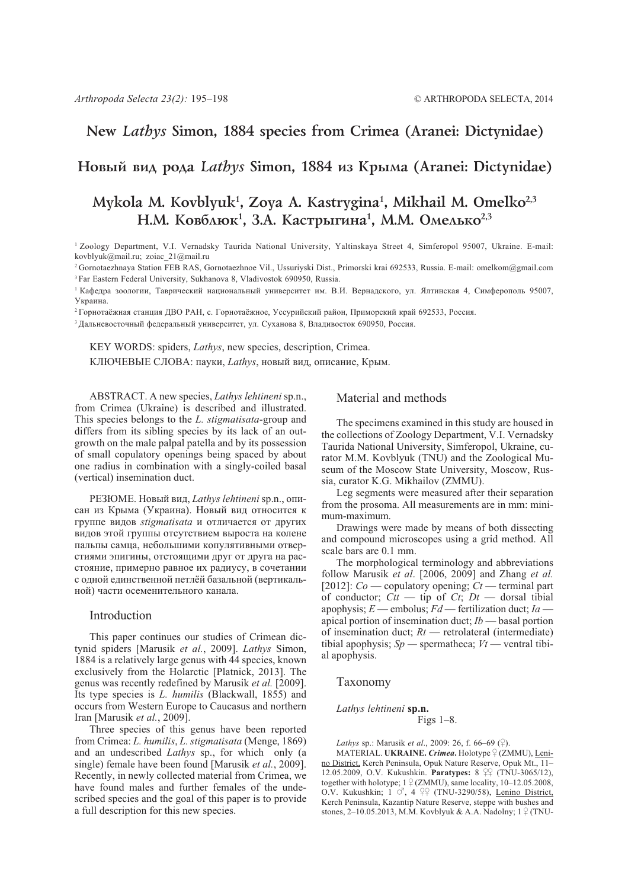# New *Lathys* Simon, 1884 species from Crimea (Aranei: Dictynidae)

# Новый вид рода *Lathys* Simon, 1884 из Крыма (Aranei: Dictynidae)

## Mykola M. Kovblyuk[1], Zoya A. Kastrygina[1], Mikhail M. Omelko[2,3]
## Н.М. Ковблюк[1], З.А. Кастрыгина[1], М.М. Омелько[2,3]

[1] Zoology Department, V.I. Vernadsky Taurida National University, Yaltinskaya Street 4, Simferopol 95007, Ukraine. E-mail: kovblyuk@mail.ru; zoiac_21@mail.ru

[2] Gornotaezhnaya Station FEB RAS, Gornotaezhnoe Vil., Ussuriyski Dist., Primorski krai 692533, Russia. E-mail: omelkom@gmail.com

[3] Far Eastern Federal University, Sukhanova 8, Vladivostok 690950, Russia.

[1] Кафедра зоологии, Таврический национальный университет им. В.И. Вернадского, ул. Ялтинская 4, Симферополь 95007, Украина.

[2] Горнотаёжная станция ДВО РАН, с. Горнотаёжное, Уссурийский район, Приморский край 692533, Россия.

[3] Дальневосточный федеральный университет, ул. Суханова 8, Владивосток 690950, Россия.

KEY WORDS: spiders, *Lathys*, new species, description, Crimea.

КЛЮЧЕВЫЕ СЛОВА: пауки, *Lathys*, новый вид, описание, Крым.

ABSTRACT. A new species, *Lathys lehtineni* sp.n., from Crimea (Ukraine) is described and illustrated. This species belongs to the *L. stigmatisata*-group and differs from its sibling species by its lack of an outgrowth on the male palpal patella and by its possession of small copulatory openings being spaced by about one radius in combination with a singly-coiled basal (vertical) insemination duct.

РЕЗЮМЕ. Новый вид, *Lathys lehtineni* sp.n., описан из Крыма (Украина). Новый вид относится к группе видов *stigmatisata* и отличается от других видов этой группы отсутствием выроста на колене пальпы самца, небольшими копулятивными отверстиями эпигины, отстоящими друг от друга на расстояние, примерно равное их радиусу, в сочетании с одной единственной петлёй базальной (вертикальной) части осеменительного канала.

## Introduction

This paper continues our studies of Crimean dictynid spiders [Marusik *et al.*, 2009]. *Lathys* Simon, 1884 is a relatively large genus with 44 species, known exclusively from the Holarctic [Platnick, 2013]. The genus was recently redefined by Marusik *et al.* [2009]. Its type species is *L. humilis* (Blackwall, 1855) and occurs from Western Europe to Caucasus and northern Iran [Marusik *et al.*, 2009].

Three species of this genus have been reported from Crimea: *L. humilis*, *L. stigmatisata* (Menge, 1869) and an undescribed *Lathys* sp., for which only (a single) female have been found [Marusik *et al.*, 2009]. Recently, in newly collected material from Crimea, we have found males and further females of the undescribed species and the goal of this paper is to provide a full description for this new species.

## Material and methods

The specimens examined in this study are housed in the collections of Zoology Department, V.I. Vernadsky Taurida National University, Simferopol, Ukraine, curator M.M. Kovblyuk (TNU) and the Zoological Museum of the Moscow State University, Moscow, Russia, curator K.G. Mikhailov (ZMMU).

Leg segments were measured after their separation from the prosoma. All measurements are in mm: minimum-maximum.

Drawings were made by means of both dissecting and compound microscopes using a grid method. All scale bars are 0.1 mm.

The morphological terminology and abbreviations follow Marusik *et al*. [2006, 2009] and Zhang *et al.* [2012]: *Co* — copulatory opening; *Ct* — terminal part of conductor; *Ctt* — tip of *Ct*; *Dt* — dorsal tibial apophysis; *E* — embolus; *Fd* — fertilization duct; *Ia* — apical portion of insemination duct; *Ib* — basal portion of insemination duct; *Rt* — retrolateral (intermediate) tibial apophysis; *Sp* — spermatheca; *Vt* — ventral tibial apophysis.

## Taxonomy

*Lathys lehtineni* **sp.n.**

Figs 1–8.

*Lathys* sp.: Marusik *et al*., 2009: 26, f. 66–69 (♀).

MATERIAL. **UKRAINE.** ***Crimea.*** Holotype ♀ (ZMMU), Lenino District, Kerch Peninsula, Opuk Nature Reserve, Opuk Mt., 11–12.05.2009, O.V. Kukushkin. **Paratypes:** 8 ♀♀ (TNU-3065/12), together with holotype; 1 ♀ (ZMMU), same locality, 10–12.05.2008, O.V. Kukushkin; 1 ♂, 4 ♀♀ (TNU-3290/58), Lenino District, Kerch Peninsula, Kazantip Nature Reserve, steppe with bushes and stones, 2–10.05.2013, M.M. Kovblyuk & A.A. Nadolny; 1 ♀ (TNU-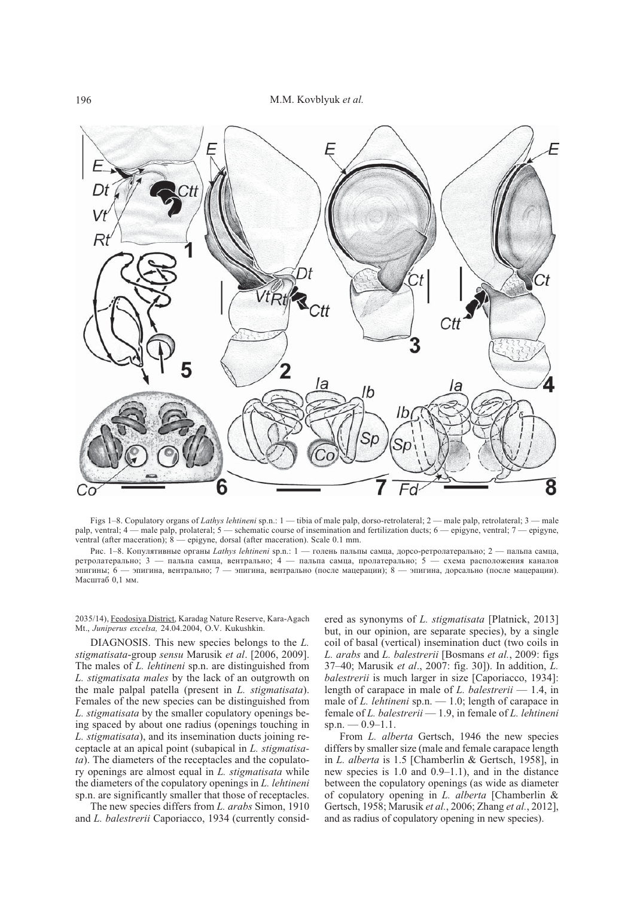Figs 1–8. Copulatory organs of *Lathys lehtineni* sp.n.: 1 — tibia of male palp, dorso-retrolateral; 2 — male palp, retrolateral; 3 — male palp, ventral; 4 — male palp, prolateral; 5 — schematic course of insemination and fertilization ducts; 6 — epigyne, ventral; 7 — epigyne, ventral (after maceration); 8 — epigyne, dorsal (after maceration). Scale 0.1 mm.

Рис. 1–8. Копулятивные органы *Lathys lehtineni* sp.n.: 1 — голень пальпы самца, дорсо-ретролатерально; 2 — пальпа самца, ретролатерально; 3 — пальпа самца, вентрально; 4 — пальпа самца, пролатерально; 5 — схема расположения каналов эпигины; 6 — эпигина, вентрально; 7 — эпигина, вентрально (после мацерации); 8 — эпигина, дорсально (после мацерации). Масштаб 0,1 мм.

2035/14), Feodosiya District, Karadag Nature Reserve, Kara-Agach Mt., *Juniperus excelsa,* 24.04.2004, O.V. Kukushkin.

DIAGNOSIS. This new species belongs to the *L. stigmatisata*-group *sensu* Marusik *et al*. [2006, 2009]. The males of *L. lehtineni* sp.n. are distinguished from *L. stigmatisata males* by the lack of an outgrowth on the male palpal patella (present in *L. stigmatisata*). Females of the new species can be distinguished from *L. stigmatisata* by the smaller copulatory openings being spaced by about one radius (openings touching in *L. stigmatisata*), and its insemination ducts joining receptacle at an apical point (subapical in *L. stigmatisata*). The diameters of the receptacles and the copulatory openings are almost equal in *L. stigmatisata* while the diameters of the copulatory openings in *L. lehtineni* sp.n. are significantly smaller that those of receptacles.

The new species differs from *L. arabs* Simon, 1910 and *L. balestrerii* Caporiacco, 1934 (currently considered as synonyms of *L. stigmatisata* [Platnick, 2013] but, in our opinion, are separate species), by a single coil of basal (vertical) insemination duct (two coils in *L. arabs* and *L. balestrerii* [Bosmans *et al.*, 2009: figs 37–40; Marusik *et al*., 2007: fig. 30]). In addition, *L. balestrerii* is much larger in size [Caporiacco, 1934]: length of carapace in male of *L. balestrerii* — 1.4, in male of *L. lehtineni* sp.n. — 1.0; length of carapace in female of *L. balestrerii* — 1.9, in female of *L. lehtineni* sp.n. — 0.9–1.1.

From *L. alberta* Gertsch, 1946 the new species differs by smaller size (male and female carapace length in *L. alberta* is 1.5 [Chamberlin & Gertsch, 1958], in new species is 1.0 and 0.9–1.1), and in the distance between the copulatory openings (as wide as diameter of copulatory opening in *L. alberta* [Chamberlin & Gertsch, 1958; Marusik *et al.*, 2006; Zhang *et al.*, 2012], and as radius of copulatory opening in new species).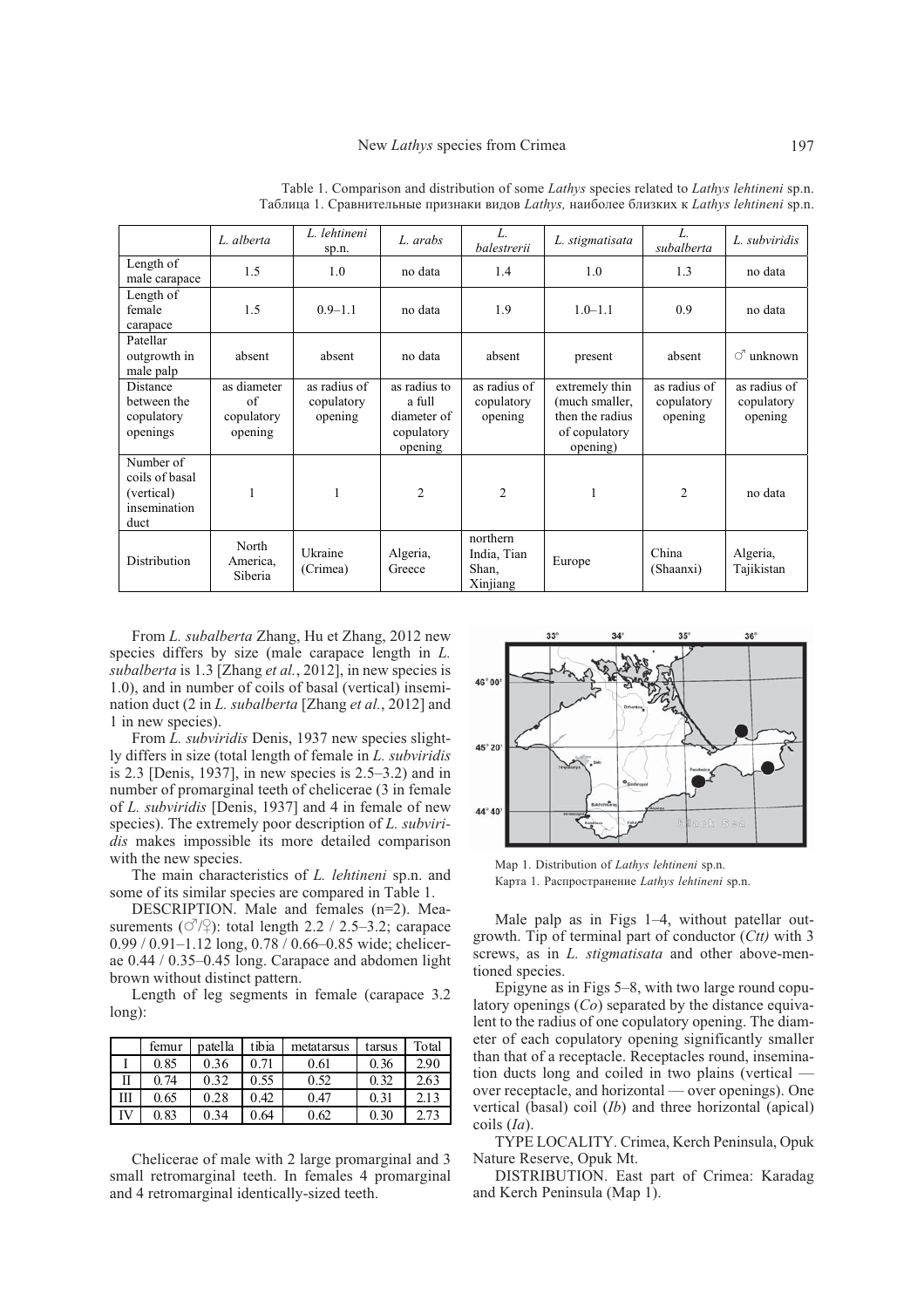Table 1. Comparison and distribution of some *Lathys* species related to *Lathys lehtineni* sp.n.
Таблица 1. Сравнительные признаки видов *Lathys,* наиболее близких к *Lathys lehtineni* sp.n.

| | *L. alberta* | *L. lehtineni* sp.n. | *L. arabs* | *L. balestrerii* | *L. stigmatisata* | *L. subalberta* | *L. subviridis* |
|---|---|---|---|---|---|---|---|
| Length of male carapace | 1.5 | 1.0 | no data | 1.4 | 1.0 | 1.3 | no data |
| Length of female carapace | 1.5 | 0.9–1.1 | no data | 1.9 | 1.0–1.1 | 0.9 | no data |
| Patellar outgrowth in male palp | absent | absent | no data | absent | present | absent | ♂ unknown |
| Distance between the copulatory openings | as diameter of copulatory opening | as radius of copulatory opening | as radius to a full diameter of copulatory opening | as radius of copulatory opening | extremely thin (much smaller, then the radius of copulatory opening) | as radius of copulatory opening | as radius of copulatory opening |
| Number of coils of basal (vertical) insemination duct | 1 | 1 | 2 | 2 | 1 | 2 | no data |
| Distribution | North America, Siberia | Ukraine (Crimea) | Algeria, Greece | northern India, Tian Shan, Xinjiang | Europe | China (Shaanxi) | Algeria, Tajikistan |

From *L. subalberta* Zhang, Hu et Zhang, 2012 new species differs by size (male carapace length in *L. subalberta* is 1.3 [Zhang *et al.*, 2012], in new species is 1.0), and in number of coils of basal (vertical) insemination duct (2 in *L. subalberta* [Zhang *et al.*, 2012] and 1 in new species).

From *L. subviridis* Denis, 1937 new species slightly differs in size (total length of female in *L. subviridis* is 2.3 [Denis, 1937], in new species is 2.5–3.2) and in number of promarginal teeth of chelicerae (3 in female of *L. subviridis* [Denis, 1937] and 4 in female of new species). The extremely poor description of *L. subviridis* makes impossible its more detailed comparison with the new species.

The main characteristics of *L. lehtineni* sp.n. and some of its similar species are compared in Table 1.

DESCRIPTION. Male and females (n=2). Measurements (♂/♀): total length 2.2 / 2.5–3.2; carapace 0.99 / 0.91–1.12 long, 0.78 / 0.66–0.85 wide; chelicerae 0.44 / 0.35–0.45 long. Carapace and abdomen light brown without distinct pattern.

Length of leg segments in female (carapace 3.2 long):

| | femur | patella | tibia | metatarsus | tarsus | Total |
|---|---|---|---|---|---|---|
| I | 0.85 | 0.36 | 0.71 | 0.61 | 0.36 | 2.90 |
| II | 0.74 | 0.32 | 0.55 | 0.52 | 0.32 | 2.63 |
| III | 0.65 | 0.28 | 0.42 | 0.47 | 0.31 | 2.13 |
| IV | 0.83 | 0.34 | 0.64 | 0.62 | 0.30 | 2.73 |

Chelicerae of male with 2 large promarginal and 3 small retromarginal teeth. In females 4 promarginal and 4 retromarginal identically-sized teeth.

Map 1. Distribution of *Lathys lehtineni* sp.n.
Карта 1. Распространение *Lathys lehtineni* sp.n.

Male palp as in Figs 1–4, without patellar outgrowth. Tip of terminal part of conductor (*Ctt)* with 3 screws, as in *L. stigmatisata* and other above-mentioned species.

Epigyne as in Figs 5–8, with two large round copulatory openings (*Co*) separated by the distance equivalent to the radius of one copulatory opening. The diameter of each copulatory opening significantly smaller than that of a receptacle. Receptacles round, insemination ducts long and coiled in two plains (vertical — over receptacle, and horizontal — over openings). One vertical (basal) coil (*Ib*) and three horizontal (apical) coils (*Ia*).

TYPE LOCALITY. Crimea, Kerch Peninsula, Opuk Nature Reserve, Opuk Mt.

DISTRIBUTION. East part of Crimea: Karadag and Kerch Peninsula (Map 1).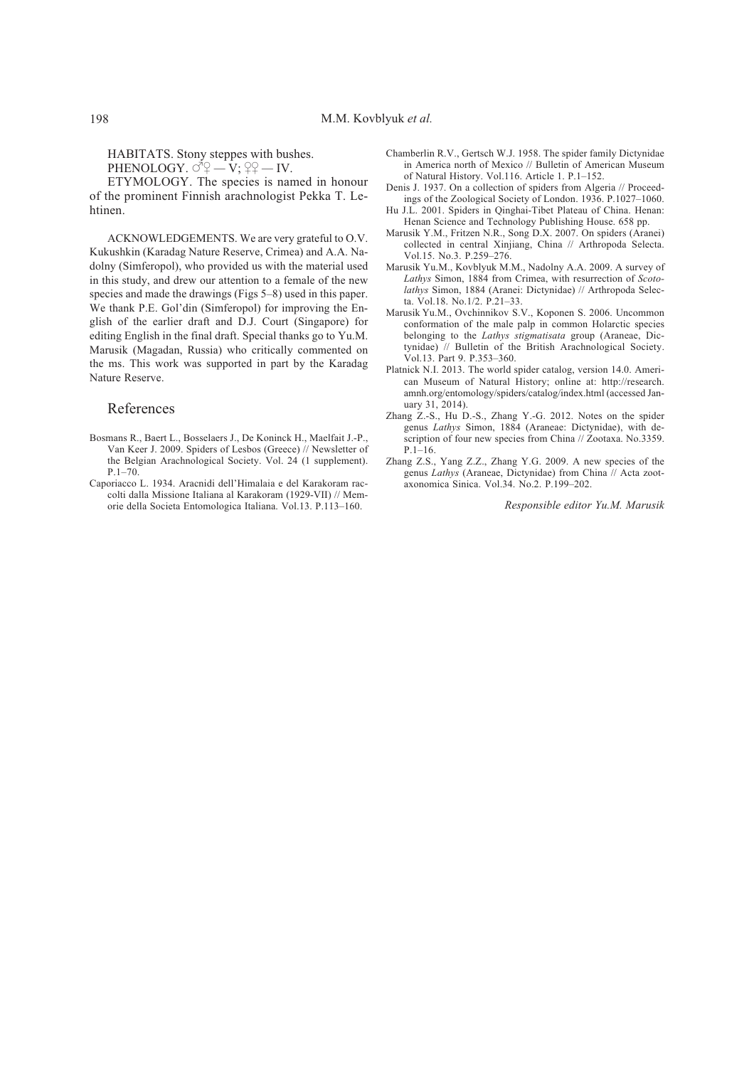HABITATS. Stony steppes with bushes.

PHENOLOGY. ♂♀ — V; ♀♀ — IV.

ETYMOLOGY. The species is named in honour of the prominent Finnish arachnologist Pekka T. Lehtinen.

ACKNOWLEDGEMENTS. We are very grateful to O.V. Kukushkin (Karadag Nature Reserve, Crimea) and A.A. Nadolny (Simferopol), who provided us with the material used in this study, and drew our attention to a female of the new species and made the drawings (Figs 5–8) used in this paper. We thank P.E. Gol'din (Simferopol) for improving the English of the earlier draft and D.J. Court (Singapore) for editing English in the final draft. Special thanks go to Yu.M. Marusik (Magadan, Russia) who critically commented on the ms. This work was supported in part by the Karadag Nature Reserve.

## References

Bosmans R., Baert L., Bosselaers J., De Koninck H., Maelfait J.-P., Van Keer J. 2009. Spiders of Lesbos (Greece) // Newsletter of the Belgian Arachnological Society. Vol. 24 (1 supplement). P.1–70.

Caporiacco L. 1934. Aracnidi dell'Himalaia e del Karakoram raccolti dalla Missione Italiana al Karakoram (1929-VII) // Memorie della Societa Entomologica Italiana. Vol.13. P.113–160.

Chamberlin R.V., Gertsch W.J. 1958. The spider family Dictynidae in America north of Mexico // Bulletin of American Museum of Natural History. Vol.116. Article 1. P.1–152.

Denis J. 1937. On a collection of spiders from Algeria // Proceedings of the Zoological Society of London. 1936. P.1027–1060.

Hu J.L. 2001. Spiders in Qinghai-Tibet Plateau of China. Henan: Henan Science and Technology Publishing House. 658 pp.

Marusik Y.M., Fritzen N.R., Song D.X. 2007. On spiders (Aranei) collected in central Xinjiang, China // Arthropoda Selecta. Vol.15. No.3. P.259–276.

Marusik Yu.M., Kovblyuk M.M., Nadolny A.A. 2009. A survey of *Lathys* Simon, 1884 from Crimea, with resurrection of *Scotolathys* Simon, 1884 (Aranei: Dictynidae) // Arthropoda Selecta. Vol.18. No.1/2. P.21–33.

Marusik Yu.M., Ovchinnikov S.V., Koponen S. 2006. Uncommon conformation of the male palp in common Holarctic species belonging to the *Lathys stigmatisata* group (Araneae, Dictynidae) // Bulletin of the British Arachnological Society. Vol.13. Part 9. P.353–360.

Platnick N.I. 2013. The world spider catalog, version 14.0. American Museum of Natural History; online at: http://research.amnh.org/entomology/spiders/catalog/index.html (accessed January 31, 2014).

Zhang Z.-S., Hu D.-S., Zhang Y.-G. 2012. Notes on the spider genus *Lathys* Simon, 1884 (Araneae: Dictynidae), with description of four new species from China // Zootaxa. No.3359. P.1–16.

Zhang Z.S., Yang Z.Z., Zhang Y.G. 2009. A new species of the genus *Lathys* (Araneae, Dictynidae) from China // Acta zootaxonomica Sinica. Vol.34. No.2. P.199–202.

*Responsible editor Yu.M. Marusik*